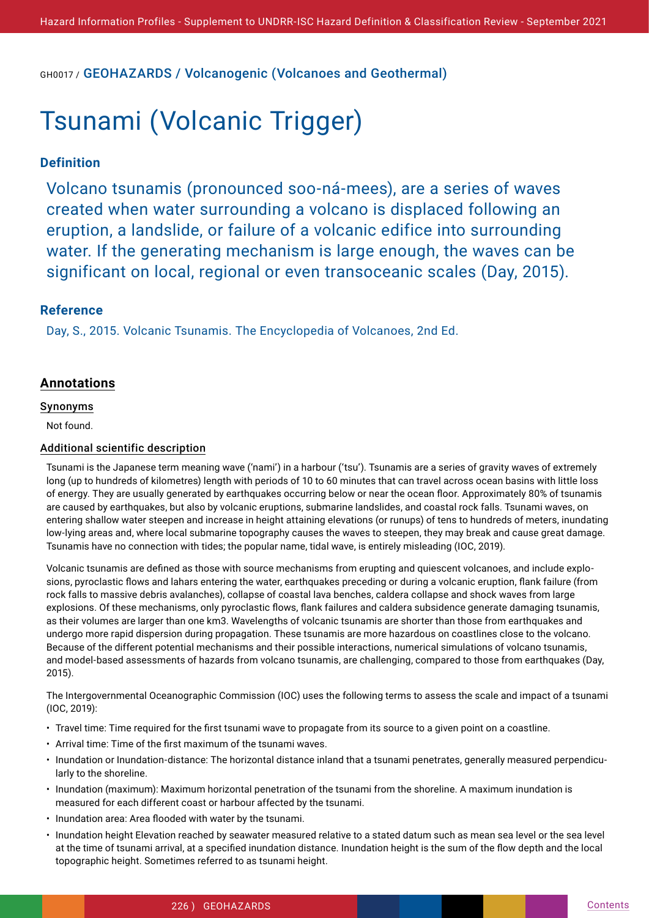GH0017 / GEOHAZARDS / Volcanogenic (Volcanoes and Geothermal)

# Tsunami (Volcanic Trigger)

### Definition

Volcano tsunamis (pronounced soo-ná-mees), are a series of waves created when water surrounding a volcano is displaced following an eruption, a landslide, or failure of a volcanic edifice into surrounding water. If the generating mechanism is large enough, the waves can be significant on local, regional or even transoceanic scales (Day, 2015).

### Reference

Day, S., 2015. Volcanic Tsunamis. The Encyclopedia of Volcanoes, 2nd Ed.

## Annotations

#### Synonyms

Not found.

#### Additional scientific description

Tsunami is the Japanese term meaning wave ('nami') in a harbour ('tsu'). Tsunamis are a series of gravity waves of extremely long (up to hundreds of kilometres) length with periods of 10 to 60 minutes that can travel across ocean basins with little loss of energy. They are usually generated by earthquakes occurring below or near the ocean floor. Approximately 80% of tsunamis are caused by earthquakes, but also by volcanic eruptions, submarine landslides, and coastal rock falls. Tsunami waves, on entering shallow water steepen and increase in height attaining elevations (or runups) of tens to hundreds of meters, inundating low-lying areas and, where local submarine topography causes the waves to steepen, they may break and cause great damage. Tsunamis have no connection with tides; the popular name, tidal wave, is entirely misleading (IOC, 2019).

Volcanic tsunamis are defined as those with source mechanisms from erupting and quiescent volcanoes, and include explosions, pyroclastic flows and lahars entering the water, earthquakes preceding or during a volcanic eruption, flank failure (from rock falls to massive debris avalanches), collapse of coastal lava benches, caldera collapse and shock waves from large explosions. Of these mechanisms, only pyroclastic flows, flank failures and caldera subsidence generate damaging tsunamis, as their volumes are larger than one km3. Wavelengths of volcanic tsunamis are shorter than those from earthquakes and undergo more rapid dispersion during propagation. These tsunamis are more hazardous on coastlines close to the volcano. Because of the different potential mechanisms and their possible interactions, numerical simulations of volcano tsunamis, and model-based assessments of hazards from volcano tsunamis, are challenging, compared to those from earthquakes (Day, 2015).

The Intergovernmental Oceanographic Commission (IOC) uses the following terms to assess the scale and impact of a tsunami (IOC, 2019):

- Travel time: Time required for the first tsunami wave to propagate from its source to a given point on a coastline.
- Arrival time: Time of the first maximum of the tsunami waves.
- Inundation or Inundation-distance: The horizontal distance inland that a tsunami penetrates, generally measured perpendicularly to the shoreline.
- Inundation (maximum): Maximum horizontal penetration of the tsunami from the shoreline. A maximum inundation is measured for each different coast or harbour affected by the tsunami.
- Inundation area: Area flooded with water by the tsunami.
- Inundation height Elevation reached by seawater measured relative to a stated datum such as mean sea level or the sea level at the time of tsunami arrival, at a specified inundation distance. Inundation height is the sum of the flow depth and the local topographic height. Sometimes referred to as tsunami height.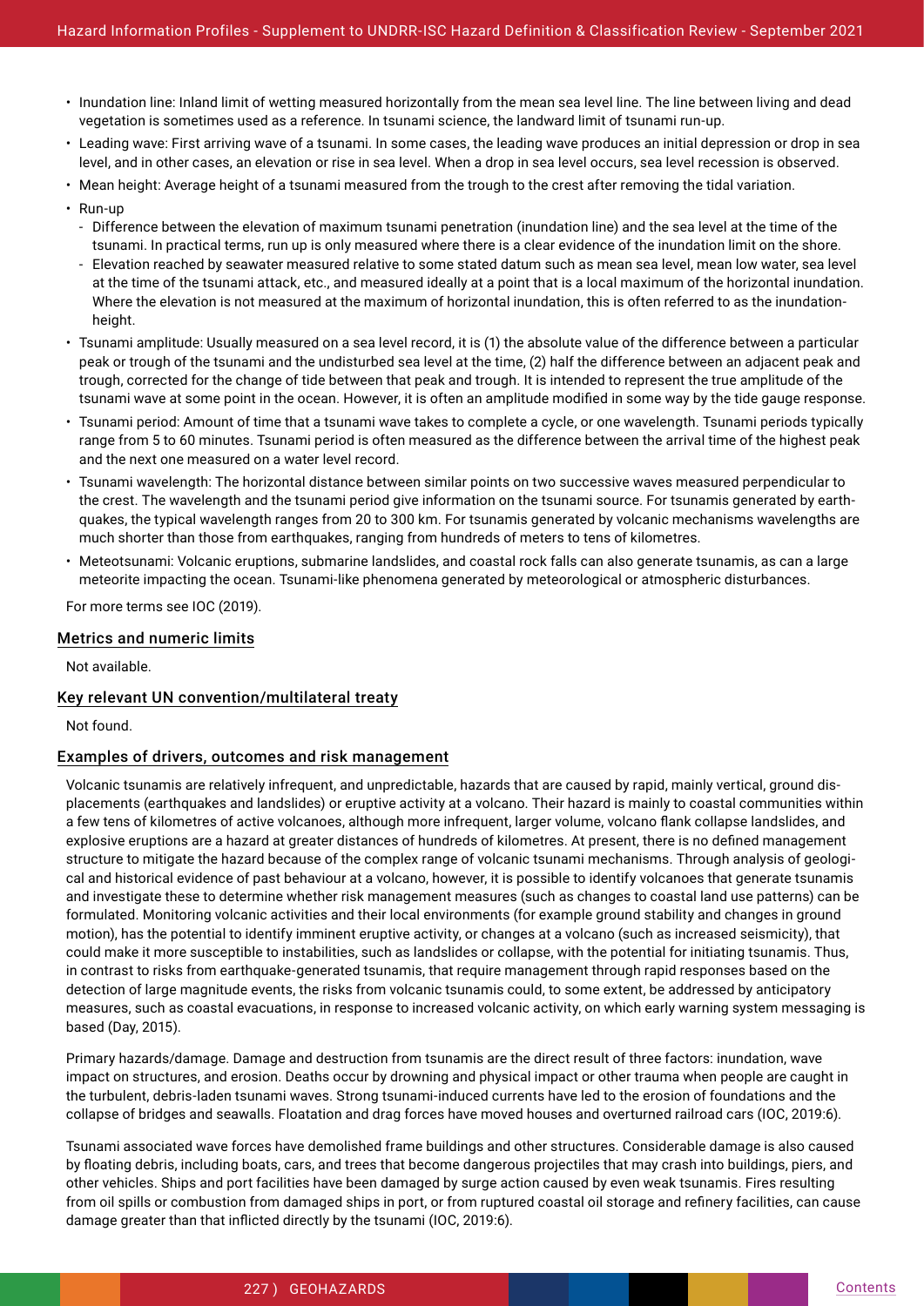- Inundation line: Inland limit of wetting measured horizontally from the mean sea level line. The line between living and dead vegetation is sometimes used as a reference. In tsunami science, the landward limit of tsunami run-up.
- Leading wave: First arriving wave of a tsunami. In some cases, the leading wave produces an initial depression or drop in sea level, and in other cases, an elevation or rise in sea level. When a drop in sea level occurs, sea level recession is observed.
- Mean height: Average height of a tsunami measured from the trough to the crest after removing the tidal variation.
- Run-up
  - Difference between the elevation of maximum tsunami penetration (inundation line) and the sea level at the time of the tsunami. In practical terms, run up is only measured where there is a clear evidence of the inundation limit on the shore.
  - Elevation reached by seawater measured relative to some stated datum such as mean sea level, mean low water, sea level at the time of the tsunami attack, etc., and measured ideally at a point that is a local maximum of the horizontal inundation. Where the elevation is not measured at the maximum of horizontal inundation, this is often referred to as the inundation-height.
- Tsunami amplitude: Usually measured on a sea level record, it is (1) the absolute value of the difference between a particular peak or trough of the tsunami and the undisturbed sea level at the time, (2) half the difference between an adjacent peak and trough, corrected for the change of tide between that peak and trough. It is intended to represent the true amplitude of the tsunami wave at some point in the ocean. However, it is often an amplitude modified in some way by the tide gauge response.
- Tsunami period: Amount of time that a tsunami wave takes to complete a cycle, or one wavelength. Tsunami periods typically range from 5 to 60 minutes. Tsunami period is often measured as the difference between the arrival time of the highest peak and the next one measured on a water level record.
- Tsunami wavelength: The horizontal distance between similar points on two successive waves measured perpendicular to the crest. The wavelength and the tsunami period give information on the tsunami source. For tsunamis generated by earthquakes, the typical wavelength ranges from 20 to 300 km. For tsunamis generated by volcanic mechanisms wavelengths are much shorter than those from earthquakes, ranging from hundreds of meters to tens of kilometres.
- Meteotsunami: Volcanic eruptions, submarine landslides, and coastal rock falls can also generate tsunamis, as can a large meteorite impacting the ocean. Tsunami-like phenomena generated by meteorological or atmospheric disturbances.

For more terms see IOC (2019).

## Metrics and numeric limits

Not available.

## Key relevant UN convention/multilateral treaty

Not found.

## Examples of drivers, outcomes and risk management

Volcanic tsunamis are relatively infrequent, and unpredictable, hazards that are caused by rapid, mainly vertical, ground displacements (earthquakes and landslides) or eruptive activity at a volcano. Their hazard is mainly to coastal communities within a few tens of kilometres of active volcanoes, although more infrequent, larger volume, volcano flank collapse landslides, and explosive eruptions are a hazard at greater distances of hundreds of kilometres. At present, there is no defined management structure to mitigate the hazard because of the complex range of volcanic tsunami mechanisms. Through analysis of geological and historical evidence of past behaviour at a volcano, however, it is possible to identify volcanoes that generate tsunamis and investigate these to determine whether risk management measures (such as changes to coastal land use patterns) can be formulated. Monitoring volcanic activities and their local environments (for example ground stability and changes in ground motion), has the potential to identify imminent eruptive activity, or changes at a volcano (such as increased seismicity), that could make it more susceptible to instabilities, such as landslides or collapse, with the potential for initiating tsunamis. Thus, in contrast to risks from earthquake-generated tsunamis, that require management through rapid responses based on the detection of large magnitude events, the risks from volcanic tsunamis could, to some extent, be addressed by anticipatory measures, such as coastal evacuations, in response to increased volcanic activity, on which early warning system messaging is based (Day, 2015).

Primary hazards/damage. Damage and destruction from tsunamis are the direct result of three factors: inundation, wave impact on structures, and erosion. Deaths occur by drowning and physical impact or other trauma when people are caught in the turbulent, debris-laden tsunami waves. Strong tsunami-induced currents have led to the erosion of foundations and the collapse of bridges and seawalls. Floatation and drag forces have moved houses and overturned railroad cars (IOC, 2019:6).

Tsunami associated wave forces have demolished frame buildings and other structures. Considerable damage is also caused by floating debris, including boats, cars, and trees that become dangerous projectiles that may crash into buildings, piers, and other vehicles. Ships and port facilities have been damaged by surge action caused by even weak tsunamis. Fires resulting from oil spills or combustion from damaged ships in port, or from ruptured coastal oil storage and refinery facilities, can cause damage greater than that inflicted directly by the tsunami (IOC, 2019:6).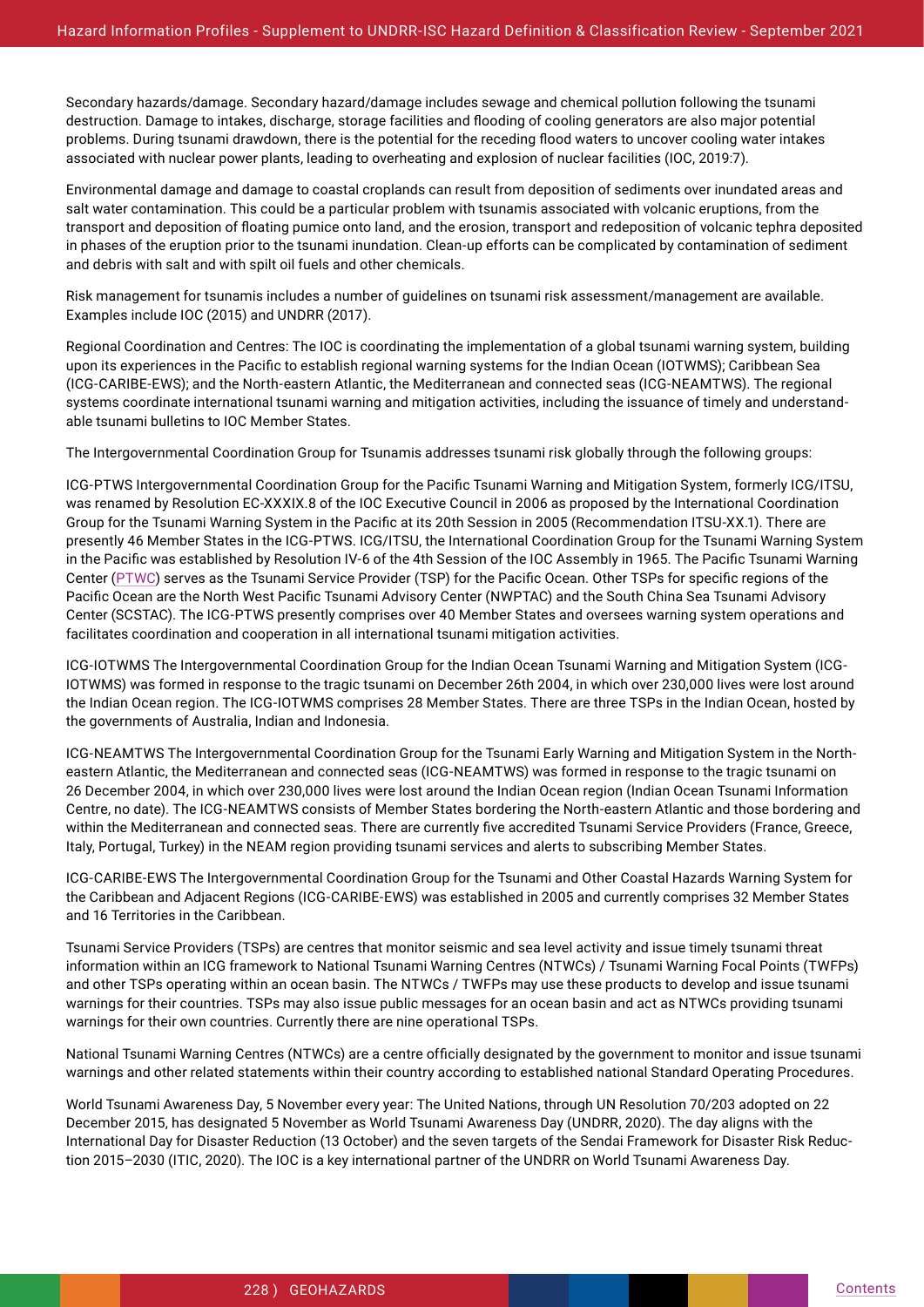Secondary hazards/damage. Secondary hazard/damage includes sewage and chemical pollution following the tsunami destruction. Damage to intakes, discharge, storage facilities and flooding of cooling generators are also major potential problems. During tsunami drawdown, there is the potential for the receding flood waters to uncover cooling water intakes associated with nuclear power plants, leading to overheating and explosion of nuclear facilities (IOC, 2019:7).

Environmental damage and damage to coastal croplands can result from deposition of sediments over inundated areas and salt water contamination. This could be a particular problem with tsunamis associated with volcanic eruptions, from the transport and deposition of floating pumice onto land, and the erosion, transport and redeposition of volcanic tephra deposited in phases of the eruption prior to the tsunami inundation. Clean-up efforts can be complicated by contamination of sediment and debris with salt and with spilt oil fuels and other chemicals.

Risk management for tsunamis includes a number of guidelines on tsunami risk assessment/management are available. Examples include IOC (2015) and UNDRR (2017).

Regional Coordination and Centres: The IOC is coordinating the implementation of a global tsunami warning system, building upon its experiences in the Pacific to establish regional warning systems for the Indian Ocean (IOTWMS); Caribbean Sea (ICG-CARIBE-EWS); and the North-eastern Atlantic, the Mediterranean and connected seas (ICG-NEAMTWS). The regional systems coordinate international tsunami warning and mitigation activities, including the issuance of timely and understandable tsunami bulletins to IOC Member States.

The Intergovernmental Coordination Group for Tsunamis addresses tsunami risk globally through the following groups:

ICG-PTWS Intergovernmental Coordination Group for the Pacific Tsunami Warning and Mitigation System, formerly ICG/ITSU, was renamed by Resolution EC-XXXIX.8 of the IOC Executive Council in 2006 as proposed by the International Coordination Group for the Tsunami Warning System in the Pacific at its 20th Session in 2005 (Recommendation ITSU-XX.1). There are presently 46 Member States in the ICG-PTWS. ICG/ITSU, the International Coordination Group for the Tsunami Warning System in the Pacific was established by Resolution IV-6 of the 4th Session of the IOC Assembly in 1965. The Pacific Tsunami Warning Center (PTWC) serves as the Tsunami Service Provider (TSP) for the Pacific Ocean. Other TSPs for specific regions of the Pacific Ocean are the North West Pacific Tsunami Advisory Center (NWPTAC) and the South China Sea Tsunami Advisory Center (SCSTAC). The ICG-PTWS presently comprises over 40 Member States and oversees warning system operations and facilitates coordination and cooperation in all international tsunami mitigation activities.

ICG-IOTWMS The Intergovernmental Coordination Group for the Indian Ocean Tsunami Warning and Mitigation System (ICG-IOTWMS) was formed in response to the tragic tsunami on December 26th 2004, in which over 230,000 lives were lost around the Indian Ocean region. The ICG-IOTWMS comprises 28 Member States. There are three TSPs in the Indian Ocean, hosted by the governments of Australia, Indian and Indonesia.

ICG-NEAMTWS The Intergovernmental Coordination Group for the Tsunami Early Warning and Mitigation System in the North-eastern Atlantic, the Mediterranean and connected seas (ICG-NEAMTWS) was formed in response to the tragic tsunami on 26 December 2004, in which over 230,000 lives were lost around the Indian Ocean region (Indian Ocean Tsunami Information Centre, no date). The ICG-NEAMTWS consists of Member States bordering the North-eastern Atlantic and those bordering and within the Mediterranean and connected seas. There are currently five accredited Tsunami Service Providers (France, Greece, Italy, Portugal, Turkey) in the NEAM region providing tsunami services and alerts to subscribing Member States.

ICG-CARIBE-EWS The Intergovernmental Coordination Group for the Tsunami and Other Coastal Hazards Warning System for the Caribbean and Adjacent Regions (ICG-CARIBE-EWS) was established in 2005 and currently comprises 32 Member States and 16 Territories in the Caribbean.

Tsunami Service Providers (TSPs) are centres that monitor seismic and sea level activity and issue timely tsunami threat information within an ICG framework to National Tsunami Warning Centres (NTWCs) / Tsunami Warning Focal Points (TWFPs) and other TSPs operating within an ocean basin. The NTWCs / TWFPs may use these products to develop and issue tsunami warnings for their countries. TSPs may also issue public messages for an ocean basin and act as NTWCs providing tsunami warnings for their own countries. Currently there are nine operational TSPs.

National Tsunami Warning Centres (NTWCs) are a centre officially designated by the government to monitor and issue tsunami warnings and other related statements within their country according to established national Standard Operating Procedures.

World Tsunami Awareness Day, 5 November every year: The United Nations, through UN Resolution 70/203 adopted on 22 December 2015, has designated 5 November as World Tsunami Awareness Day (UNDRR, 2020). The day aligns with the International Day for Disaster Reduction (13 October) and the seven targets of the Sendai Framework for Disaster Risk Reduction 2015–2030 (ITIC, 2020). The IOC is a key international partner of the UNDRR on World Tsunami Awareness Day.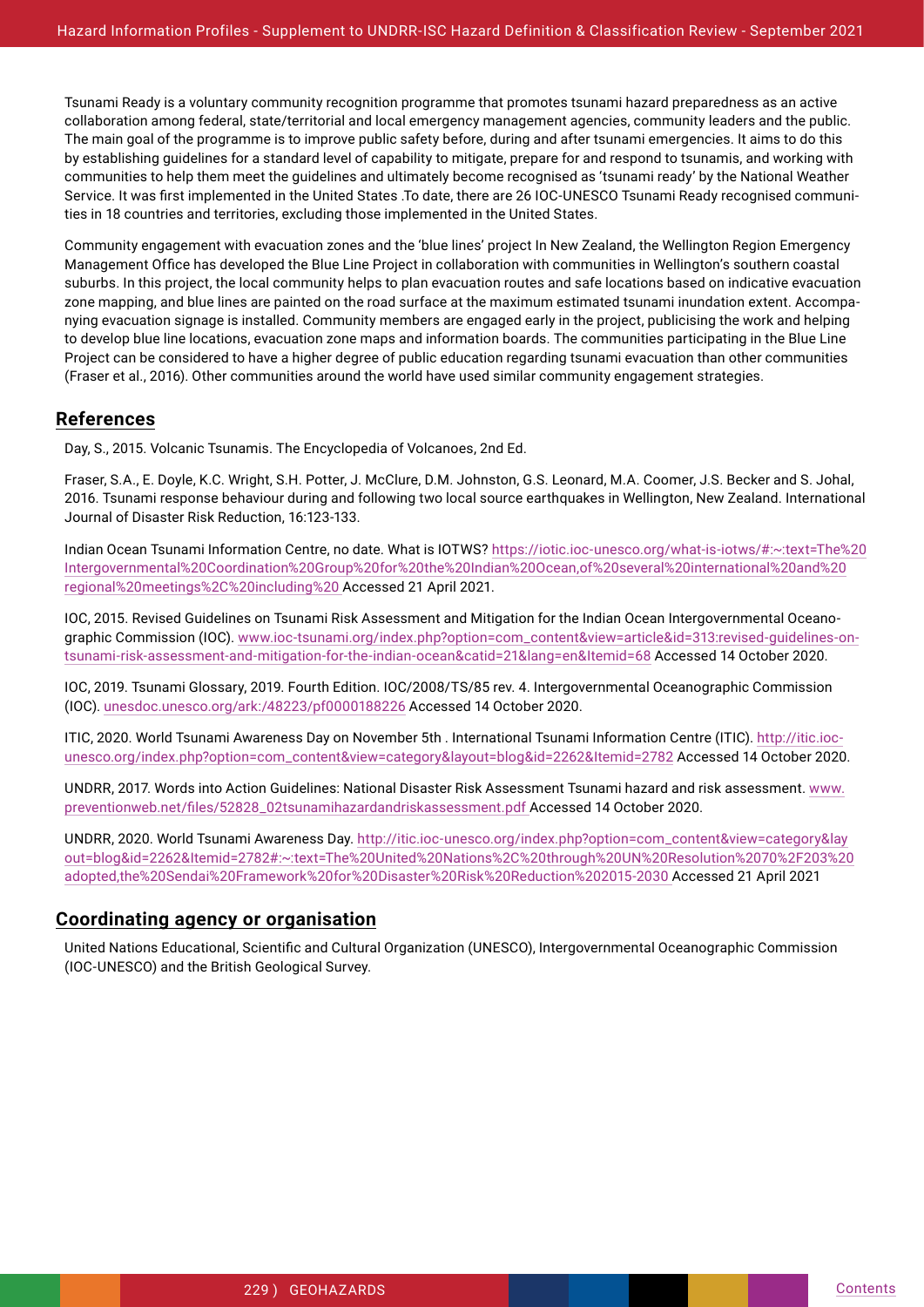Tsunami Ready is a voluntary community recognition programme that promotes tsunami hazard preparedness as an active collaboration among federal, state/territorial and local emergency management agencies, community leaders and the public. The main goal of the programme is to improve public safety before, during and after tsunami emergencies. It aims to do this by establishing guidelines for a standard level of capability to mitigate, prepare for and respond to tsunamis, and working with communities to help them meet the guidelines and ultimately become recognised as 'tsunami ready' by the National Weather Service. It was first implemented in the United States .To date, there are 26 IOC-UNESCO Tsunami Ready recognised communities in 18 countries and territories, excluding those implemented in the United States.

Community engagement with evacuation zones and the 'blue lines' project In New Zealand, the Wellington Region Emergency Management Office has developed the Blue Line Project in collaboration with communities in Wellington's southern coastal suburbs. In this project, the local community helps to plan evacuation routes and safe locations based on indicative evacuation zone mapping, and blue lines are painted on the road surface at the maximum estimated tsunami inundation extent. Accompanying evacuation signage is installed. Community members are engaged early in the project, publicising the work and helping to develop blue line locations, evacuation zone maps and information boards. The communities participating in the Blue Line Project can be considered to have a higher degree of public education regarding tsunami evacuation than other communities (Fraser et al., 2016). Other communities around the world have used similar community engagement strategies.

## References

Day, S., 2015. Volcanic Tsunamis. The Encyclopedia of Volcanoes, 2nd Ed.

Fraser, S.A., E. Doyle, K.C. Wright, S.H. Potter, J. McClure, D.M. Johnston, G.S. Leonard, M.A. Coomer, J.S. Becker and S. Johal, 2016. Tsunami response behaviour during and following two local source earthquakes in Wellington, New Zealand. International Journal of Disaster Risk Reduction, 16:123-133.

Indian Ocean Tsunami Information Centre, no date. What is IOTWS? https://iotic.ioc-unesco.org/what-is-iotws/#:~:text=The%20Intergovernmental%20Coordination%20Group%20for%20the%20Indian%20Ocean,of%20several%20international%20and%20regional%20meetings%2C%20including%20 Accessed 21 April 2021.

IOC, 2015. Revised Guidelines on Tsunami Risk Assessment and Mitigation for the Indian Ocean Intergovernmental Oceanographic Commission (IOC). www.ioc-tsunami.org/index.php?option=com_content&view=article&id=313:revised-guidelines-on-tsunami-risk-assessment-and-mitigation-for-the-indian-ocean&catid=21&lang=en&Itemid=68 Accessed 14 October 2020.

IOC, 2019. Tsunami Glossary, 2019. Fourth Edition. IOC/2008/TS/85 rev. 4. Intergovernmental Oceanographic Commission (IOC). unesdoc.unesco.org/ark:/48223/pf0000188226 Accessed 14 October 2020.

ITIC, 2020. World Tsunami Awareness Day on November 5th . International Tsunami Information Centre (ITIC). http://itic.ioc-unesco.org/index.php?option=com_content&view=category&layout=blog&id=2262&Itemid=2782 Accessed 14 October 2020.

UNDRR, 2017. Words into Action Guidelines: National Disaster Risk Assessment Tsunami hazard and risk assessment. www.preventionweb.net/files/52828_02tsunamihazardandriskassessment.pdf Accessed 14 October 2020.

UNDRR, 2020. World Tsunami Awareness Day. http://itic.ioc-unesco.org/index.php?option=com_content&view=category&layout=blog&id=2262&Itemid=2782#:~:text=The%20United%20Nations%2C%20through%20UN%20Resolution%2070%2F203%20adopted,the%20Sendai%20Framework%20for%20Disaster%20Risk%20Reduction%202015-2030 Accessed 21 April 2021

## Coordinating agency or organisation

United Nations Educational, Scientific and Cultural Organization (UNESCO), Intergovernmental Oceanographic Commission (IOC-UNESCO) and the British Geological Survey.